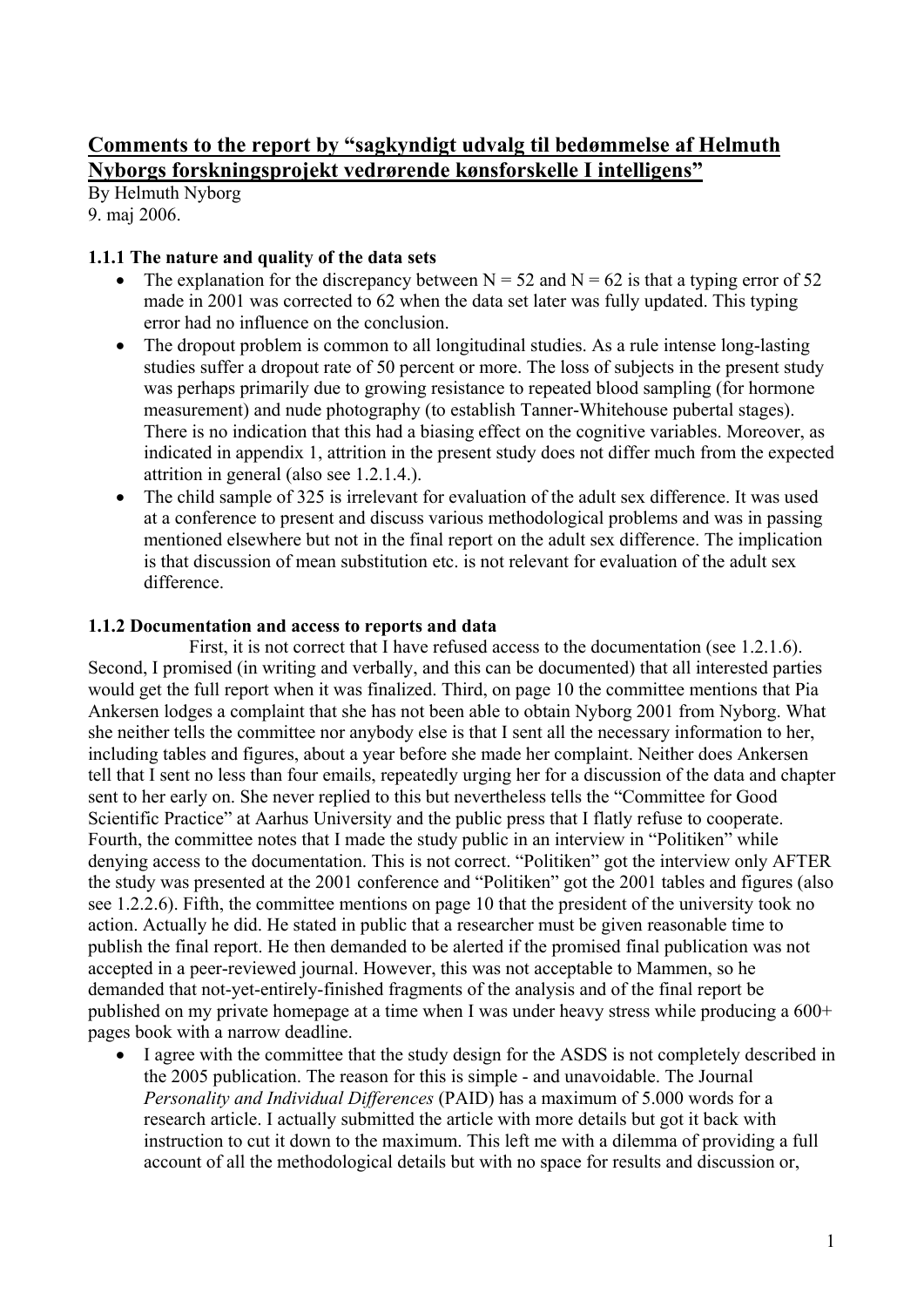## Comments to the report by "sagkyndigt udvalg til bedømmelse af Helmuth Nyborgs forskningsprojekt vedrørende kønsforskelle I intelligens"

By Helmuth Nyborg
9. maj 2006.

### 1.1.1 The nature and quality of the data sets

- The explanation for the discrepancy between N = 52 and N = 62 is that a typing error of 52 made in 2001 was corrected to 62 when the data set later was fully updated. This typing error had no influence on the conclusion.
- The dropout problem is common to all longitudinal studies. As a rule intense long-lasting studies suffer a dropout rate of 50 percent or more. The loss of subjects in the present study was perhaps primarily due to growing resistance to repeated blood sampling (for hormone measurement) and nude photography (to establish Tanner-Whitehouse pubertal stages). There is no indication that this had a biasing effect on the cognitive variables. Moreover, as indicated in appendix 1, attrition in the present study does not differ much from the expected attrition in general (also see 1.2.1.4.).
- The child sample of 325 is irrelevant for evaluation of the adult sex difference. It was used at a conference to present and discuss various methodological problems and was in passing mentioned elsewhere but not in the final report on the adult sex difference. The implication is that discussion of mean substitution etc. is not relevant for evaluation of the adult sex difference.

### 1.1.2 Documentation and access to reports and data

First, it is not correct that I have refused access to the documentation (see 1.2.1.6). Second, I promised (in writing and verbally, and this can be documented) that all interested parties would get the full report when it was finalized. Third, on page 10 the committee mentions that Pia Ankersen lodges a complaint that she has not been able to obtain Nyborg 2001 from Nyborg. What she neither tells the committee nor anybody else is that I sent all the necessary information to her, including tables and figures, about a year before she made her complaint. Neither does Ankersen tell that I sent no less than four emails, repeatedly urging her for a discussion of the data and chapter sent to her early on. She never replied to this but nevertheless tells the "Committee for Good Scientific Practice" at Aarhus University and the public press that I flatly refuse to cooperate. Fourth, the committee notes that I made the study public in an interview in "Politiken" while denying access to the documentation. This is not correct. "Politiken" got the interview only AFTER the study was presented at the 2001 conference and "Politiken" got the 2001 tables and figures (also see 1.2.2.6). Fifth, the committee mentions on page 10 that the president of the university took no action. Actually he did. He stated in public that a researcher must be given reasonable time to publish the final report. He then demanded to be alerted if the promised final publication was not accepted in a peer-reviewed journal. However, this was not acceptable to Mammen, so he demanded that not-yet-entirely-finished fragments of the analysis and of the final report be published on my private homepage at a time when I was under heavy stress while producing a 600+ pages book with a narrow deadline.

- I agree with the committee that the study design for the ASDS is not completely described in the 2005 publication. The reason for this is simple - and unavoidable. The Journal *Personality and Individual Differences* (PAID) has a maximum of 5.000 words for a research article. I actually submitted the article with more details but got it back with instruction to cut it down to the maximum. This left me with a dilemma of providing a full account of all the methodological details but with no space for results and discussion or,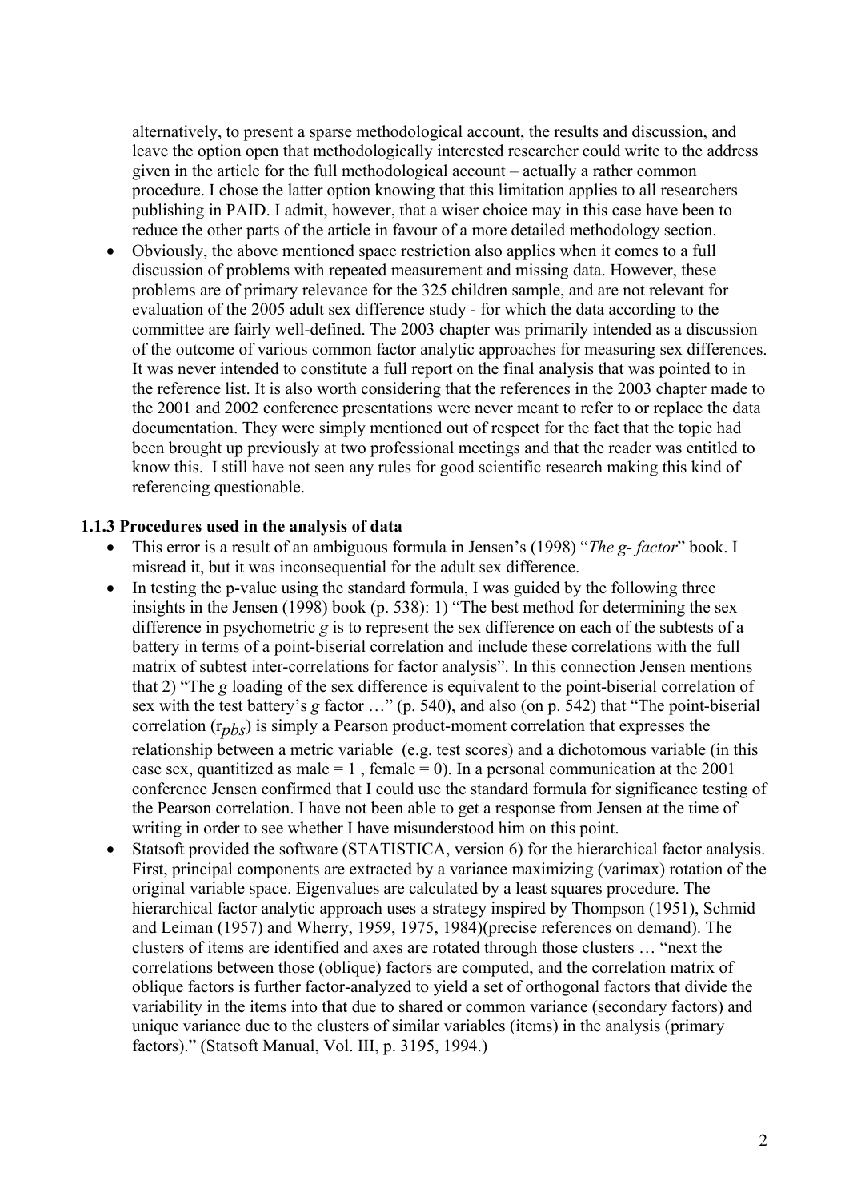alternatively, to present a sparse methodological account, the results and discussion, and leave the option open that methodologically interested researcher could write to the address given in the article for the full methodological account – actually a rather common procedure. I chose the latter option knowing that this limitation applies to all researchers publishing in PAID. I admit, however, that a wiser choice may in this case have been to reduce the other parts of the article in favour of a more detailed methodology section.

- Obviously, the above mentioned space restriction also applies when it comes to a full discussion of problems with repeated measurement and missing data. However, these problems are of primary relevance for the 325 children sample, and are not relevant for evaluation of the 2005 adult sex difference study - for which the data according to the committee are fairly well-defined. The 2003 chapter was primarily intended as a discussion of the outcome of various common factor analytic approaches for measuring sex differences. It was never intended to constitute a full report on the final analysis that was pointed to in the reference list. It is also worth considering that the references in the 2003 chapter made to the 2001 and 2002 conference presentations were never meant to refer to or replace the data documentation. They were simply mentioned out of respect for the fact that the topic had been brought up previously at two professional meetings and that the reader was entitled to know this. I still have not seen any rules for good scientific research making this kind of referencing questionable.

### 1.1.3 Procedures used in the analysis of data

- This error is a result of an ambiguous formula in Jensen's (1998) "*The g- factor*" book. I misread it, but it was inconsequential for the adult sex difference.
- In testing the p-value using the standard formula, I was guided by the following three insights in the Jensen (1998) book (p. 538): 1) "The best method for determining the sex difference in psychometric *g* is to represent the sex difference on each of the subtests of a battery in terms of a point-biserial correlation and include these correlations with the full matrix of subtest inter-correlations for factor analysis". In this connection Jensen mentions that 2) "The *g* loading of the sex difference is equivalent to the point-biserial correlation of sex with the test battery's *g* factor …" (p. 540), and also (on p. 542) that "The point-biserial correlation ($r_{pbs}$) is simply a Pearson product-moment correlation that expresses the relationship between a metric variable (e.g. test scores) and a dichotomous variable (in this case sex, quantitized as male = 1 , female = 0). In a personal communication at the 2001 conference Jensen confirmed that I could use the standard formula for significance testing of the Pearson correlation. I have not been able to get a response from Jensen at the time of writing in order to see whether I have misunderstood him on this point.
- Statsoft provided the software (STATISTICA, version 6) for the hierarchical factor analysis. First, principal components are extracted by a variance maximizing (varimax) rotation of the original variable space. Eigenvalues are calculated by a least squares procedure. The hierarchical factor analytic approach uses a strategy inspired by Thompson (1951), Schmid and Leiman (1957) and Wherry, 1959, 1975, 1984)(precise references on demand). The clusters of items are identified and axes are rotated through those clusters … "next the correlations between those (oblique) factors are computed, and the correlation matrix of oblique factors is further factor-analyzed to yield a set of orthogonal factors that divide the variability in the items into that due to shared or common variance (secondary factors) and unique variance due to the clusters of similar variables (items) in the analysis (primary factors)." (Statsoft Manual, Vol. III, p. 3195, 1994.)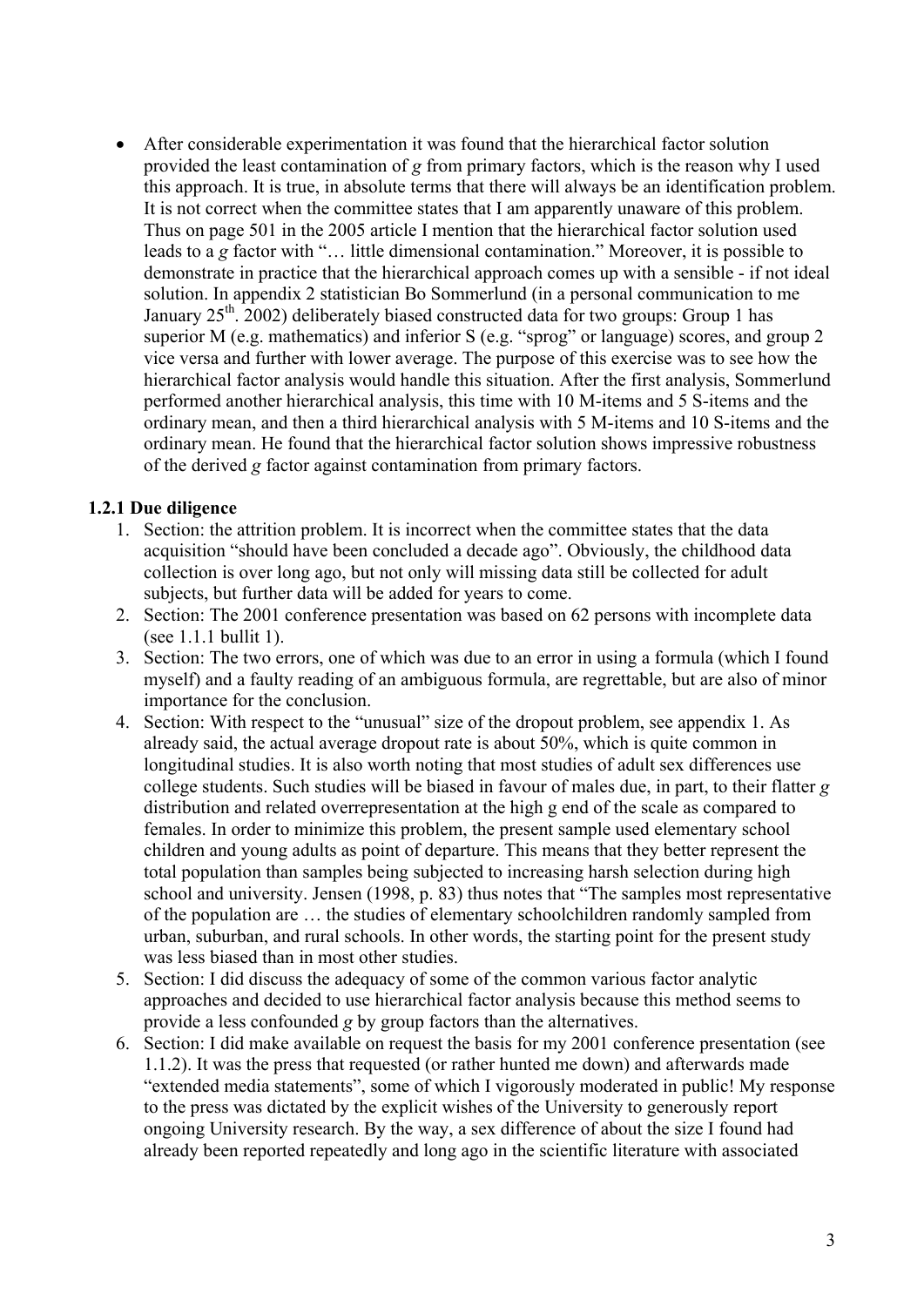- After considerable experimentation it was found that the hierarchical factor solution provided the least contamination of *g* from primary factors, which is the reason why I used this approach. It is true, in absolute terms that there will always be an identification problem. It is not correct when the committee states that I am apparently unaware of this problem. Thus on page 501 in the 2005 article I mention that the hierarchical factor solution used leads to a *g* factor with "… little dimensional contamination." Moreover, it is possible to demonstrate in practice that the hierarchical approach comes up with a sensible - if not ideal solution. In appendix 2 statistician Bo Sommerlund (in a personal communication to me January 25th. 2002) deliberately biased constructed data for two groups: Group 1 has superior M (e.g. mathematics) and inferior S (e.g. "sprog" or language) scores, and group 2 vice versa and further with lower average. The purpose of this exercise was to see how the hierarchical factor analysis would handle this situation. After the first analysis, Sommerlund performed another hierarchical analysis, this time with 10 M-items and 5 S-items and the ordinary mean, and then a third hierarchical analysis with 5 M-items and 10 S-items and the ordinary mean. He found that the hierarchical factor solution shows impressive robustness of the derived *g* factor against contamination from primary factors.

### 1.2.1 Due diligence

1. Section: the attrition problem. It is incorrect when the committee states that the data acquisition "should have been concluded a decade ago". Obviously, the childhood data collection is over long ago, but not only will missing data still be collected for adult subjects, but further data will be added for years to come.
2. Section: The 2001 conference presentation was based on 62 persons with incomplete data (see 1.1.1 bullit 1).
3. Section: The two errors, one of which was due to an error in using a formula (which I found myself) and a faulty reading of an ambiguous formula, are regrettable, but are also of minor importance for the conclusion.
4. Section: With respect to the "unusual" size of the dropout problem, see appendix 1. As already said, the actual average dropout rate is about 50%, which is quite common in longitudinal studies. It is also worth noting that most studies of adult sex differences use college students. Such studies will be biased in favour of males due, in part, to their flatter *g* distribution and related overrepresentation at the high g end of the scale as compared to females. In order to minimize this problem, the present sample used elementary school children and young adults as point of departure. This means that they better represent the total population than samples being subjected to increasing harsh selection during high school and university. Jensen (1998, p. 83) thus notes that "The samples most representative of the population are … the studies of elementary schoolchildren randomly sampled from urban, suburban, and rural schools. In other words, the starting point for the present study was less biased than in most other studies.
5. Section: I did discuss the adequacy of some of the common various factor analytic approaches and decided to use hierarchical factor analysis because this method seems to provide a less confounded *g* by group factors than the alternatives.
6. Section: I did make available on request the basis for my 2001 conference presentation (see 1.1.2). It was the press that requested (or rather hunted me down) and afterwards made "extended media statements", some of which I vigorously moderated in public! My response to the press was dictated by the explicit wishes of the University to generously report ongoing University research. By the way, a sex difference of about the size I found had already been reported repeatedly and long ago in the scientific literature with associated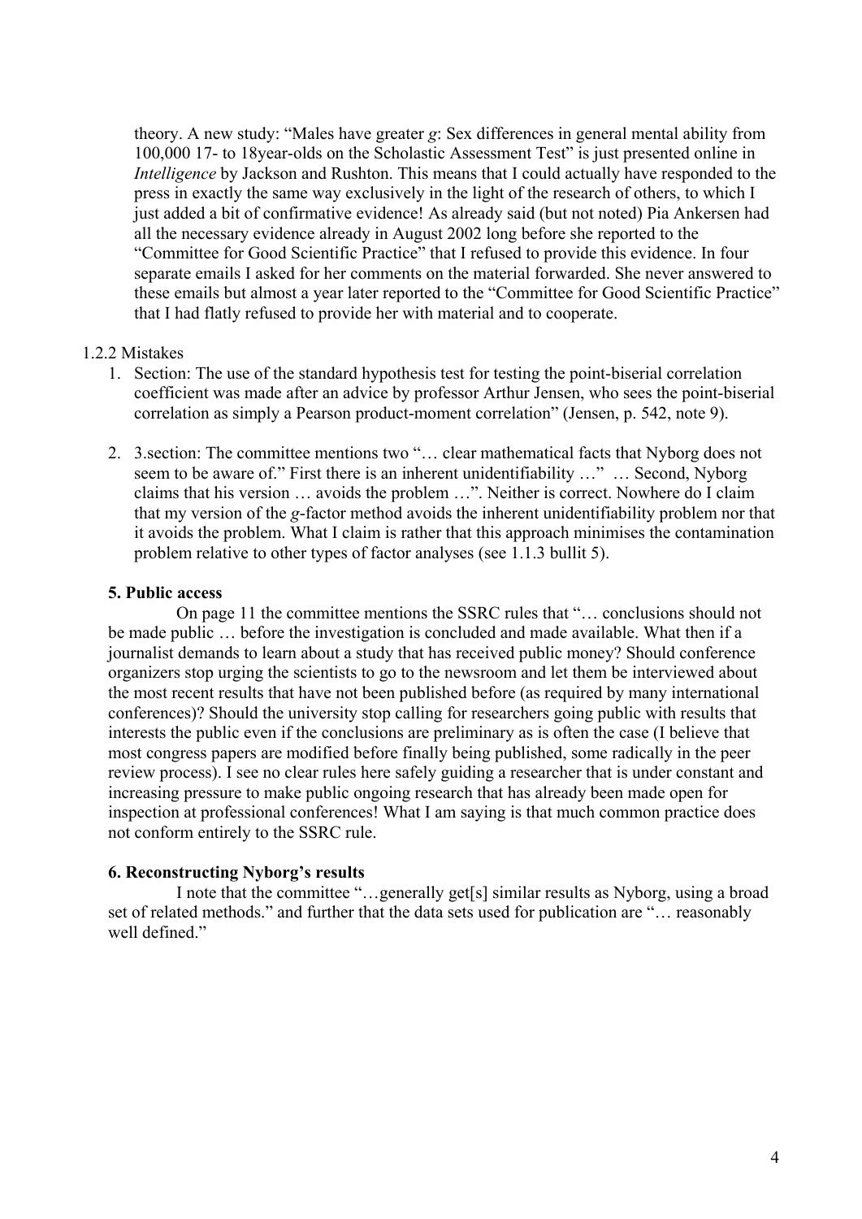theory. A new study: "Males have greater *g*: Sex differences in general mental ability from 100,000 17- to 18year-olds on the Scholastic Assessment Test" is just presented online in *Intelligence* by Jackson and Rushton. This means that I could actually have responded to the press in exactly the same way exclusively in the light of the research of others, to which I just added a bit of confirmative evidence! As already said (but not noted) Pia Ankersen had all the necessary evidence already in August 2002 long before she reported to the "Committee for Good Scientific Practice" that I refused to provide this evidence. In four separate emails I asked for her comments on the material forwarded. She never answered to these emails but almost a year later reported to the "Committee for Good Scientific Practice" that I had flatly refused to provide her with material and to cooperate.

1.2.2 Mistakes

1. Section: The use of the standard hypothesis test for testing the point-biserial correlation coefficient was made after an advice by professor Arthur Jensen, who sees the point-biserial correlation as simply a Pearson product-moment correlation" (Jensen, p. 542, note 9).

2. 3.section: The committee mentions two "… clear mathematical facts that Nyborg does not seem to be aware of." First there is an inherent unidentifiability …" … Second, Nyborg claims that his version … avoids the problem …". Neither is correct. Nowhere do I claim that my version of the *g*-factor method avoids the inherent unidentifiability problem nor that it avoids the problem. What I claim is rather that this approach minimises the contamination problem relative to other types of factor analyses (see 1.1.3 bullit 5).

**5. Public access**

On page 11 the committee mentions the SSRC rules that "… conclusions should not be made public … before the investigation is concluded and made available. What then if a journalist demands to learn about a study that has received public money? Should conference organizers stop urging the scientists to go to the newsroom and let them be interviewed about the most recent results that have not been published before (as required by many international conferences)? Should the university stop calling for researchers going public with results that interests the public even if the conclusions are preliminary as is often the case (I believe that most congress papers are modified before finally being published, some radically in the peer review process). I see no clear rules here safely guiding a researcher that is under constant and increasing pressure to make public ongoing research that has already been made open for inspection at professional conferences! What I am saying is that much common practice does not conform entirely to the SSRC rule.

**6. Reconstructing Nyborg's results**

I note that the committee "…generally get[s] similar results as Nyborg, using a broad set of related methods." and further that the data sets used for publication are "… reasonably well defined."